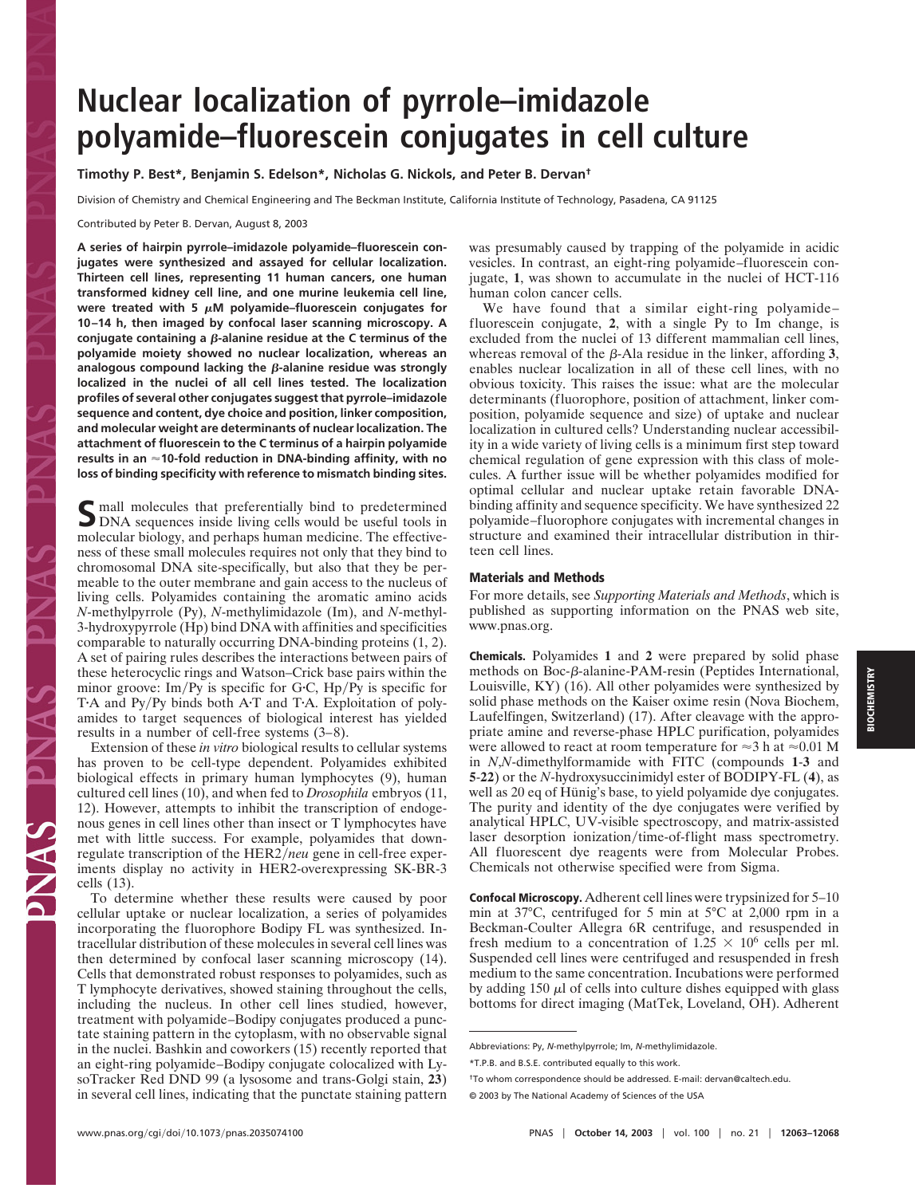# Nuclear localization of pyrrole–imidazole polyamide–fluorescein conjugates in cell culture

**Timothy P. Best*, Benjamin S. Edelson*, Nicholas G. Nickols, and Peter B. Dervan†**

Division of Chemistry and Chemical Engineering and The Beckman Institute, California Institute of Technology, Pasadena, CA 91125

Contributed by Peter B. Dervan, August 8, 2003

**A series of hairpin pyrrole–imidazole polyamide–fluorescein conjugates were synthesized and assayed for cellular localization. Thirteen cell lines, representing 11 human cancers, one human transformed kidney cell line, and one murine leukemia cell line, were treated with 5 μM polyamide–fluorescein conjugates for 10–14 h, then imaged by confocal laser scanning microscopy. A conjugate containing a β-alanine residue at the C terminus of the polyamide moiety showed no nuclear localization, whereas an analogous compound lacking the β-alanine residue was strongly localized in the nuclei of all cell lines tested. The localization profiles of several other conjugates suggest that pyrrole–imidazole sequence and content, dye choice and position, linker composition, and molecular weight are determinants of nuclear localization. The attachment of fluorescein to the C terminus of a hairpin polyamide results in an ≈10-fold reduction in DNA-binding affinity, with no loss of binding specificity with reference to mismatch binding sites.**

Small molecules that preferentially bind to predetermined DNA sequences inside living cells would be useful tools in molecular biology, and perhaps human medicine. The effectiveness of these small molecules requires not only that they bind to chromosomal DNA site-specifically, but also that they be permeable to the outer membrane and gain access to the nucleus of living cells. Polyamides containing the aromatic amino acids *N*-methylpyrrole (Py), *N*-methylimidazole (Im), and *N*-methyl-3-hydroxypyrrole (Hp) bind DNA with affinities and specificities comparable to naturally occurring DNA-binding proteins (1, 2). A set of pairing rules describes the interactions between pairs of these heterocyclic rings and Watson–Crick base pairs within the minor groove: Im/Py is specific for G·C, Hp/Py is specific for T·A and Py/Py binds both A·T and T·A. Exploitation of polyamides to target sequences of biological interest has yielded results in a number of cell-free systems (3–8).

Extension of these *in vitro* biological results to cellular systems has proven to be cell-type dependent. Polyamides exhibited biological effects in primary human lymphocytes (9), human cultured cell lines (10), and when fed to *Drosophila* embryos (11, 12). However, attempts to inhibit the transcription of endogenous genes in cell lines other than insect or T lymphocytes have met with little success. For example, polyamides that down-regulate transcription of the HER2/*neu* gene in cell-free experiments display no activity in HER2-overexpressing SK-BR-3 cells (13).

To determine whether these results were caused by poor cellular uptake or nuclear localization, a series of polyamides incorporating the fluorophore Bodipy FL was synthesized. Intracellular distribution of these molecules in several cell lines was then determined by confocal laser scanning microscopy (14). Cells that demonstrated robust responses to polyamides, such as T lymphocyte derivatives, showed staining throughout the cells, including the nucleus. In other cell lines studied, however, treatment with polyamide–Bodipy conjugates produced a punctate staining pattern in the cytoplasm, with no observable signal in the nuclei. Bashkin and coworkers (15) recently reported that an eight-ring polyamide–Bodipy conjugate colocalized with LysoTracker Red DND 99 (a lysosome and trans-Golgi stain, **23**) in several cell lines, indicating that the punctate staining pattern was presumably caused by trapping of the polyamide in acidic vesicles. In contrast, an eight-ring polyamide–fluorescein conjugate, **1**, was shown to accumulate in the nuclei of HCT-116 human colon cancer cells.

We have found that a similar eight-ring polyamide–fluorescein conjugate, **2**, with a single Py to Im change, is excluded from the nuclei of 13 different mammalian cell lines, whereas removal of the β-Ala residue in the linker, affording **3**, enables nuclear localization in all of these cell lines, with no obvious toxicity. This raises the issue: what are the molecular determinants (fluorophore, position of attachment, linker composition, polyamide sequence and size) of uptake and nuclear localization in cultured cells? Understanding nuclear accessibility in a wide variety of living cells is a minimum first step toward chemical regulation of gene expression with this class of molecules. A further issue will be whether polyamides modified for optimal cellular and nuclear uptake retain favorable DNA-binding affinity and sequence specificity. We have synthesized 22 polyamide–fluorophore conjugates with incremental changes in structure and examined their intracellular distribution in thirteen cell lines.

## Materials and Methods

For more details, see *Supporting Materials and Methods*, which is published as supporting information on the PNAS web site, www.pnas.org.

**Chemicals.** Polyamides **1** and **2** were prepared by solid phase methods on Boc-β-alanine-PAM-resin (Peptides International, Louisville, KY) (16). All other polyamides were synthesized by solid phase methods on the Kaiser oxime resin (Nova Biochem, Laufelfingen, Switzerland) (17). After cleavage with the appropriate amine and reverse-phase HPLC purification, polyamides were allowed to react at room temperature for ≈3 h at ≈0.01 M in *N*,*N*-dimethylformamide with FITC (compounds **1**-**3** and **5**-**22**) or the *N*-hydroxysuccinimidyl ester of BODIPY-FL (**4**), as well as 20 eq of Hünig's base, to yield polyamide dye conjugates. The purity and identity of the dye conjugates were verified by analytical HPLC, UV-visible spectroscopy, and matrix-assisted laser desorption ionization/time-of-flight mass spectrometry. All fluorescent dye reagents were from Molecular Probes. Chemicals not otherwise specified were from Sigma.

**Confocal Microscopy.** Adherent cell lines were trypsinized for 5–10 min at 37°C, centrifuged for 5 min at 5°C at 2,000 rpm in a Beckman-Coulter Allegra 6R centrifuge, and resuspended in fresh medium to a concentration of $1.25 \times 10^6$ cells per ml. Suspended cell lines were centrifuged and resuspended in fresh medium to the same concentration. Incubations were performed by adding 150 μl of cells into culture dishes equipped with glass bottoms for direct imaging (MatTek, Loveland, OH). Adherent

Abbreviations: Py, *N*-methylpyrrole; Im, *N*-methylimidazole.

*T.P.B. and B.S.E. contributed equally to this work.

†To whom correspondence should be addressed. E-mail: dervan@caltech.edu.

© 2003 by The National Academy of Sciences of the USA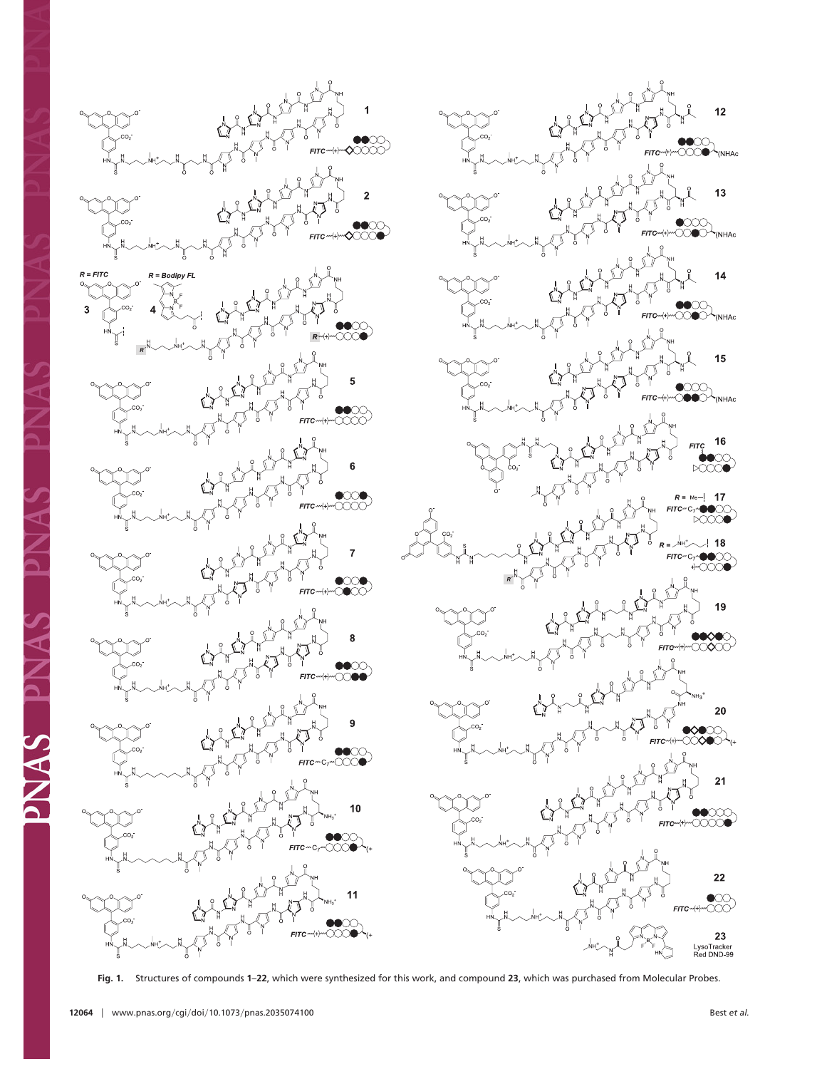**Fig. 1.** Structures of compounds **1**–**22**, which were synthesized for this work, and compound **23**, which was purchased from Molecular Probes.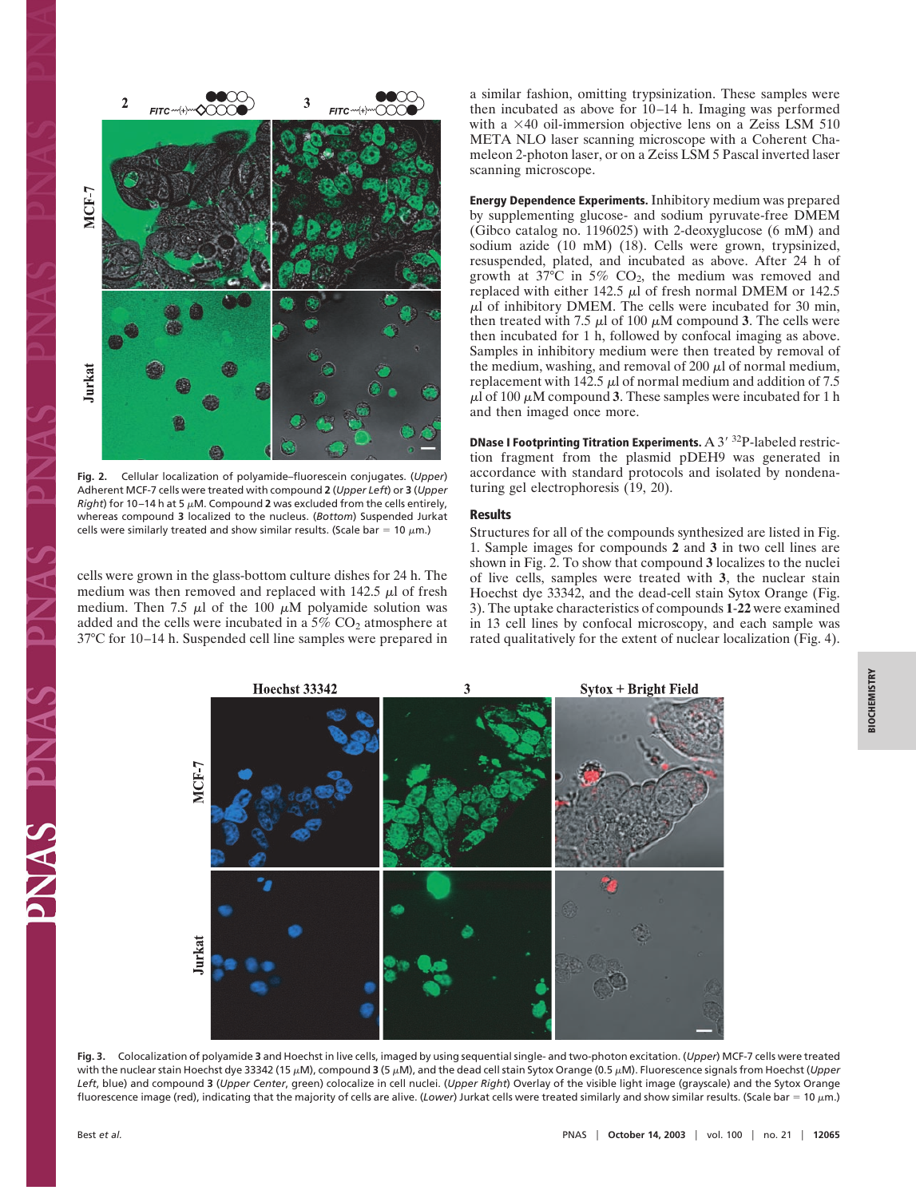Fig. 2. Cellular localization of polyamide–fluorescein conjugates. (*Upper*) Adherent MCF-7 cells were treated with compound **2** (*Upper Left*) or **3** (*Upper Right*) for 10–14 h at 5 μM. Compound **2** was excluded from the cells entirely, whereas compound **3** localized to the nucleus. (*Bottom*) Suspended Jurkat cells were similarly treated and show similar results. (Scale bar = 10 μm.)

cells were grown in the glass-bottom culture dishes for 24 h. The medium was then removed and replaced with 142.5 μl of fresh medium. Then 7.5 μl of the 100 μM polyamide solution was added and the cells were incubated in a 5% $CO_2$ atmosphere at 37°C for 10–14 h. Suspended cell line samples were prepared in a similar fashion, omitting trypsinization. These samples were then incubated as above for 10–14 h. Imaging was performed with a ×40 oil-immersion objective lens on a Zeiss LSM 510 META NLO laser scanning microscope with a Coherent Chameleon 2-photon laser, or on a Zeiss LSM 5 Pascal inverted laser scanning microscope.

**Energy Dependence Experiments.** Inhibitory medium was prepared by supplementing glucose- and sodium pyruvate-free DMEM (Gibco catalog no. 1196025) with 2-deoxyglucose (6 mM) and sodium azide (10 mM) (18). Cells were grown, trypsinized, resuspended, plated, and incubated as above. After 24 h of growth at 37°C in 5% $CO_2$, the medium was removed and replaced with either 142.5 μl of fresh normal DMEM or 142.5 μl of inhibitory DMEM. The cells were incubated for 30 min, then treated with 7.5 μl of 100 μM compound **3**. The cells were then incubated for 1 h, followed by confocal imaging as above. Samples in inhibitory medium were then treated by removal of the medium, washing, and removal of 200 μl of normal medium, replacement with 142.5 μl of normal medium and addition of 7.5 μl of 100 μM compound **3**. These samples were incubated for 1 h and then imaged once more.

**DNase I Footprinting Titration Experiments.** A 3′ $^{32}$P-labeled restriction fragment from the plasmid pDEH9 was generated in accordance with standard protocols and isolated by nondenaturing gel electrophoresis (19, 20).

## Results

Structures for all of the compounds synthesized are listed in Fig. 1. Sample images for compounds **2** and **3** in two cell lines are shown in Fig. 2. To show that compound **3** localizes to the nuclei of live cells, samples were treated with **3**, the nuclear stain Hoechst dye 33342, and the dead-cell stain Sytox Orange (Fig. 3). The uptake characteristics of compounds **1**-**22** were examined in 13 cell lines by confocal microscopy, and each sample was rated qualitatively for the extent of nuclear localization (Fig. 4).

Fig. 3. Colocalization of polyamide **3** and Hoechst in live cells, imaged by using sequential single- and two-photon excitation. (*Upper*) MCF-7 cells were treated with the nuclear stain Hoechst dye 33342 (15 μM), compound **3** (5 μM), and the dead cell stain Sytox Orange (0.5 μM). Fluorescence signals from Hoechst (*Upper Left*, blue) and compound **3** (*Upper Center*, green) colocalize in cell nuclei. (*Upper Right*) Overlay of the visible light image (grayscale) and the Sytox Orange fluorescence image (red), indicating that the majority of cells are alive. (*Lower*) Jurkat cells were treated similarly and show similar results. (Scale bar = 10 μm.)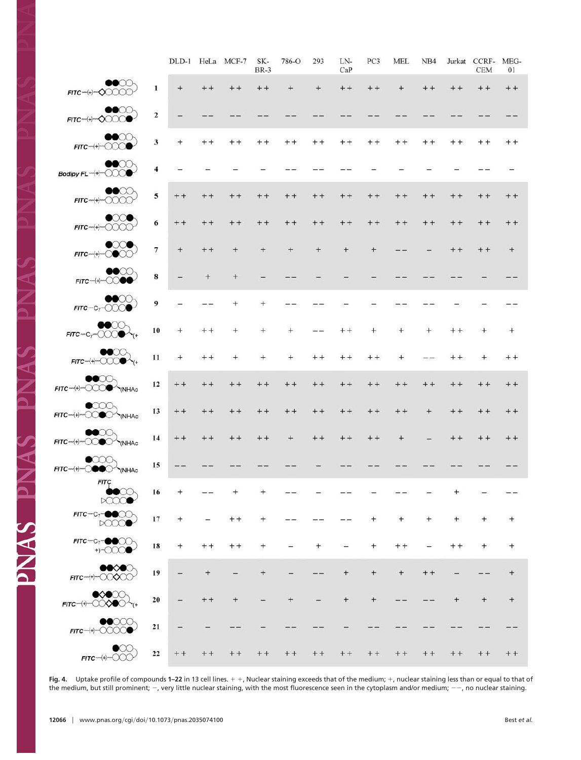| | | DLD-1 | HeLa | MCF-7 | SK-BR-3 | 786-O | 293 | LN-CaP | PC3 | MEL | NB4 | Jurkat | CCRF-CEM | MEG-01 |
|---|---|---|---|---|---|---|---|---|---|---|---|---|---|---|
| FITC~(+)~ | 1 | + | ++ | ++ | ++ | + | + | ++ | ++ | + | ++ | ++ | ++ | ++ |
| FITC~(+)~ | 2 | − | −− | −− | −− | −− | −− | −− | −− | −− | −− | −− | −− | −− |
| FITC~(+)~ | 3 | + | ++ | ++ | ++ | ++ | ++ | ++ | ++ | ++ | ++ | ++ | ++ | ++ |
| Bodipy FL~(+)~ | 4 | − | − | − | − | −− | −− | −− | − | − | − | − | −− | − |
| FITC~(+)~ | 5 | ++ | ++ | ++ | ++ | ++ | ++ | ++ | ++ | ++ | ++ | ++ | ++ | ++ |
| FITC~(+)~ | 6 | ++ | ++ | ++ | ++ | ++ | ++ | ++ | ++ | ++ | ++ | ++ | ++ | ++ |
| FITC~(+)~ | 7 | + | ++ | + | + | + | + | + | + | −− | − | ++ | ++ | + |
| FITC~(+)~ | 8 | − | + | + | − | −− | − | − | − | −− | −− | −− | − | −− |
| FITC—C7— | 9 | − | −− | + | + | −− | −− | − | − | −− | −− | − | − | −− |
| FITC~C7~ (+ | 10 | + | ++ | + | + | + | −− | ++ | + | + | + | ++ | + | + |
| FITC~(+)~ (+ | 11 | + | ++ | + | + | + | ++ | ++ | ++ | + | −− | ++ | + | ++ |
| FITC~(+)~ (NHAc | 12 | ++ | ++ | ++ | ++ | ++ | ++ | ++ | ++ | ++ | ++ | ++ | ++ | ++ |
| FITC~(+)~ (NHAc | 13 | ++ | ++ | ++ | ++ | ++ | ++ | ++ | ++ | ++ | + | ++ | ++ | ++ |
| FITC~(+)~ (NHAc | 14 | ++ | ++ | ++ | ++ | + | ++ | ++ | ++ | + | − | ++ | ++ | ++ |
| FITC~(+)~ (NHAc | 15 | −− | −− | −− | −− | −− | − | −− | −− | −− | −− | −− | −− | −− |
| FITC | 16 | + | −− | + | + | −− | − | −− | − | −− | − | + | − | −− |
| FITC~C7~ | 17 | + | − | ++ | + | −− | −− | −− | + | + | + | + | + | + |
| FITC~C7~ +) | 18 | + | ++ | ++ | + | − | + | − | + | ++ | − | ++ | + | + |
| FITC~(+)~ | 19 | − | + | − | + | − | −− | + | + | + | ++ | − | −− | + |
| FITC~(+)~ (+ | 20 | − | ++ | + | − | + | − | + | + | −− | −− | + | + | + |
| FITC—(+)~ | 21 | − | − | −− | − | −− | −− | − | −− | −− | −− | −− | −− | −− |
| FITC~(+)~ | 22 | ++ | ++ | ++ | ++ | ++ | ++ | ++ | ++ | ++ | ++ | ++ | ++ | ++ |

**Fig. 4.** Uptake profile of compounds **1–22** in 13 cell lines. + +, Nuclear staining exceeds that of the medium; +, nuclear staining less than or equal to that of the medium, but still prominent; −, very little nuclear staining, with the most fluorescence seen in the cytoplasm and/or medium; − −, no nuclear staining.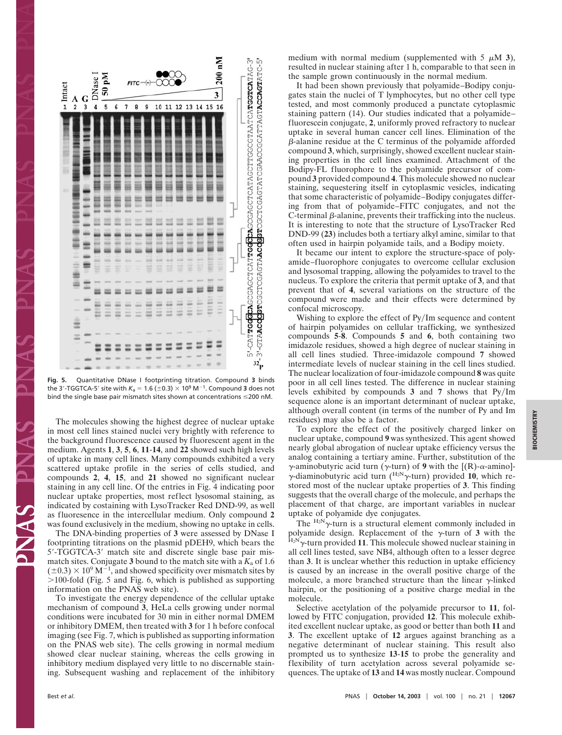**Fig. 5.** Quantitative DNase I footprinting titration. Compound **3** binds the 3′-TGGTCA-5′ site with $K_a = 1.6\ (\pm 0.3) \times 10^9\ M^{-1}$. Compound **3** does not bind the single base pair mismatch sites shown at concentrations ≤200 nM.

The molecules showing the highest degree of nuclear uptake in most cell lines stained nuclei very brightly with reference to the background fluorescence caused by fluorescent agent in the medium. Agents **1**, **3**, **5**, **6**, **11-14**, and **22** showed such high levels of uptake in many cell lines. Many compounds exhibited a very scattered uptake profile in the series of cells studied, and compounds **2**, **4**, **15**, and **21** showed no significant nuclear staining in any cell line. Of the entries in Fig. 4 indicating poor nuclear uptake properties, most reflect lysosomal staining, as indicated by costaining with LysoTracker Red DND-99, as well as fluoresence in the intercellular medium. Only compound **2** was found exclusively in the medium, showing no uptake in cells.

The DNA-binding properties of **3** were assessed by DNase I footprinting titrations on the plasmid pDEH9, which bears the 5′-TGGTCA-3′ match site and discrete single base pair mismatch sites. Conjugate **3** bound to the match site with a $K_a$ of 1.6 $(\pm 0.3) \times 10^9\ M^{-1}$, and showed specificity over mismatch sites by >100-fold (Fig. 5 and Fig. 6, which is published as supporting information on the PNAS web site).

To investigate the energy dependence of the cellular uptake mechanism of compound **3**, HeLa cells growing under normal conditions were incubated for 30 min in either normal DMEM or inhibitory DMEM, then treated with **3** for 1 h before confocal imaging (see Fig. 7, which is published as supporting information on the PNAS web site). The cells growing in normal medium showed clear nuclear staining, whereas the cells growing in inhibitory medium displayed very little to no discernable staining. Subsequent washing and replacement of the inhibitory medium with normal medium (supplemented with 5 μM **3**), resulted in nuclear staining after 1 h, comparable to that seen in the sample grown continuously in the normal medium.

It had been shown previously that polyamide–Bodipy conjugates stain the nuclei of T lymphocytes, but no other cell type tested, and most commonly produced a punctate cytoplasmic staining pattern (14). Our studies indicated that a polyamide–fluorescein conjugate, **2**, uniformly proved refractory to nuclear uptake in several human cancer cell lines. Elimination of the β-alanine residue at the C terminus of the polyamide afforded compound **3**, which, surprisingly, showed excellent nuclear staining properties in the cell lines examined. Attachment of the Bodipy-FL fluorophore to the polyamide precursor of compound **3** provided compound **4**. This molecule showed no nuclear staining, sequestering itself in cytoplasmic vesicles, indicating that some characteristic of polyamide–Bodipy conjugates differing from that of polyamide–FITC conjugates, and not the C-terminal β-alanine, prevents their trafficking into the nucleus. It is interesting to note that the structure of LysoTracker Red DND-99 (**23**) includes both a tertiary alkyl amine, similar to that often used in hairpin polyamide tails, and a Bodipy moiety.

It became our intent to explore the structure-space of polyamide–fluorophore conjugates to overcome cellular exclusion and lysosomal trapping, allowing the polyamides to travel to the nucleus. To explore the criteria that permit uptake of **3**, and that prevent that of **4**, several variations on the structure of the compound were made and their effects were determined by confocal microscopy.

Wishing to explore the effect of Py/Im sequence and content of hairpin polyamides on cellular trafficking, we synthesized compounds **5**-**8**. Compounds **5** and **6**, both containing two imidazole residues, showed a high degree of nuclear staining in all cell lines studied. Three-imidazole compound **7** showed intermediate levels of nuclear staining in the cell lines studied. The nuclear localization of four-imidazole compound **8** was quite poor in all cell lines tested. The difference in nuclear staining levels exhibited by compounds **3** and **7** shows that Py/Im sequence alone is an important determinant of nuclear uptake, although overall content (in terms of the number of Py and Im residues) may also be a factor.

To explore the effect of the positively charged linker on nuclear uptake, compound **9** was synthesized. This agent showed nearly global abrogation of nuclear uptake efficiency versus the analog containing a γ-aminobutyric acid turn (γ-turn) of **9** with the [(R)-α-amino]-γ-diaminobutyric acid turn ($^{H_2N}$γ-turn) provided **10**, which restored most of the nuclear uptake properties of **3**. This finding suggests that the overall charge of the molecule, and perhaps the placement of that charge, are important variables in nuclear uptake of polyamide dye conjugates.

The $^{H_2N}$γ-turn is a structural element commonly included in polyamide design. Replacement of the γ-turn of **3** with the $^{H_2N}$γ-turn provided **11**. This molecule showed nuclear staining in all cell lines tested, save NB4, although often to a lesser degree than **3**. It is unclear whether this reduction in uptake efficiency is caused by an increase in the overall positive charge of the molecule, a more branched structure than the linear γ-linked hairpin, or the positioning of a positive charge medial in the molecule.

Selective acetylation of the polyamide precursor to **11**, followed by FITC conjugation, provided **12**. This molecule exhibited excellent nuclear uptake, as good or better than both **11** and **3**. The excellent uptake of **12** argues against branching as a negative determinant of nuclear staining. This result also prompted us to synthesize **13**-**15** to probe the generality and flexibility of turn acetylation across several polyamide sequences. The uptake of **13** and **14** was mostly nuclear. Compound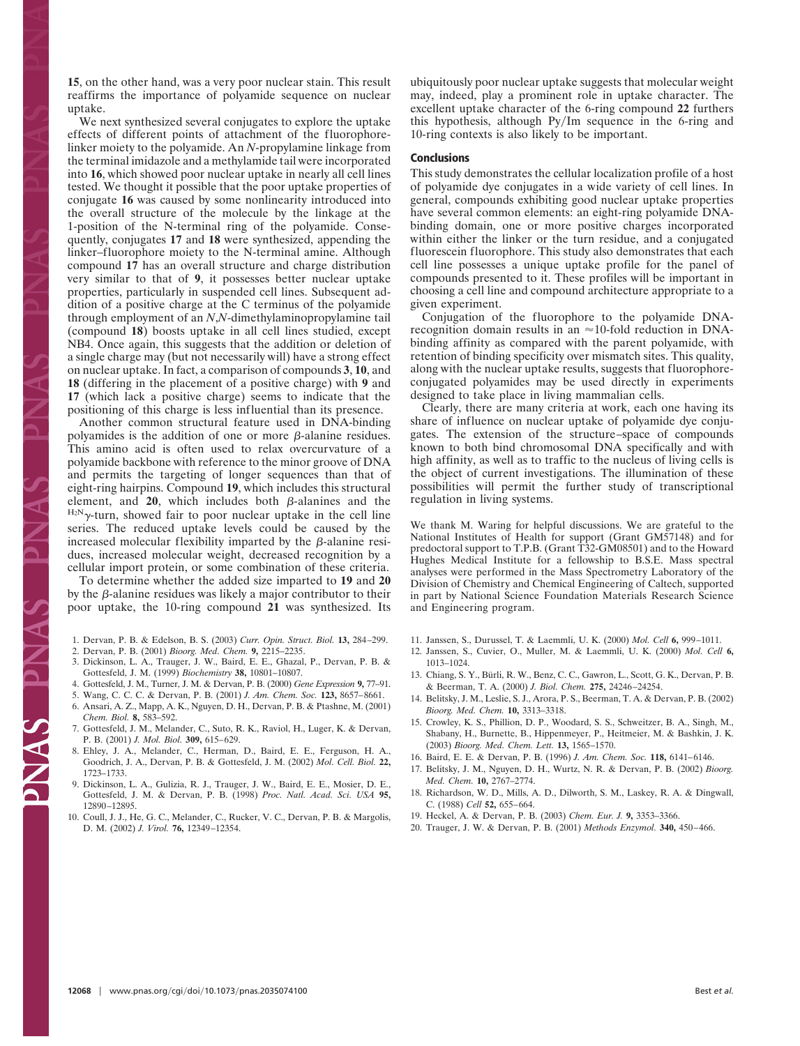**15**, on the other hand, was a very poor nuclear stain. This result reaffirms the importance of polyamide sequence on nuclear uptake.

We next synthesized several conjugates to explore the uptake effects of different points of attachment of the fluorophore-linker moiety to the polyamide. An *N*-propylamine linkage from the terminal imidazole and a methylamide tail were incorporated into **16**, which showed poor nuclear uptake in nearly all cell lines tested. We thought it possible that the poor uptake properties of conjugate **16** was caused by some nonlinearity introduced into the overall structure of the molecule by the linkage at the 1-position of the N-terminal ring of the polyamide. Consequently, conjugates **17** and **18** were synthesized, appending the linker–fluorophore moiety to the N-terminal amine. Although compound **17** has an overall structure and charge distribution very similar to that of **9**, it possesses better nuclear uptake properties, particularly in suspended cell lines. Subsequent addition of a positive charge at the C terminus of the polyamide through employment of an *N*,*N*-dimethylaminopropylamine tail (compound **18**) boosts uptake in all cell lines studied, except NB4. Once again, this suggests that the addition or deletion of a single charge may (but not necessarily will) have a strong effect on nuclear uptake. In fact, a comparison of compounds **3**, **10**, and **18** (differing in the placement of a positive charge) with **9** and **17** (which lack a positive charge) seems to indicate that the positioning of this charge is less influential than its presence.

Another common structural feature used in DNA-binding polyamides is the addition of one or more β-alanine residues. This amino acid is often used to relax overcurvature of a polyamide backbone with reference to the minor groove of DNA and permits the targeting of longer sequences than that of eight-ring hairpins. Compound **19**, which includes this structural element, and **20**, which includes both β-alanines and the $^{H_2N}$γ-turn, showed fair to poor nuclear uptake in the cell line series. The reduced uptake levels could be caused by the increased molecular flexibility imparted by the β-alanine residues, increased molecular weight, decreased recognition by a cellular import protein, or some combination of these criteria.

To determine whether the added size imparted to **19** and **20** by the β-alanine residues was likely a major contributor to their poor uptake, the 10-ring compound **21** was synthesized. Its ubiquitously poor nuclear uptake suggests that molecular weight may, indeed, play a prominent role in uptake character. The excellent uptake character of the 6-ring compound **22** furthers this hypothesis, although Py/Im sequence in the 6-ring and 10-ring contexts is also likely to be important.

## Conclusions

This study demonstrates the cellular localization profile of a host of polyamide dye conjugates in a wide variety of cell lines. In general, compounds exhibiting good nuclear uptake properties have several common elements: an eight-ring polyamide DNA-binding domain, one or more positive charges incorporated within either the linker or the turn residue, and a conjugated fluorescein fluorophore. This study also demonstrates that each cell line possesses a unique uptake profile for the panel of compounds presented to it. These profiles will be important in choosing a cell line and compound architecture appropriate to a given experiment.

Conjugation of the fluorophore to the polyamide DNA-recognition domain results in an ≈10-fold reduction in DNA-binding affinity as compared with the parent polyamide, with retention of binding specificity over mismatch sites. This quality, along with the nuclear uptake results, suggests that fluorophore-conjugated polyamides may be used directly in experiments designed to take place in living mammalian cells.

Clearly, there are many criteria at work, each one having its share of influence on nuclear uptake of polyamide dye conjugates. The extension of the structure–space of compounds known to both bind chromosomal DNA specifically and with high affinity, as well as to traffic to the nucleus of living cells is the object of current investigations. The illumination of these possibilities will permit the further study of transcriptional regulation in living systems.

We thank M. Waring for helpful discussions. We are grateful to the National Institutes of Health for support (Grant GM57148) and for predoctoral support to T.P.B. (Grant T32-GM08501) and to the Howard Hughes Medical Institute for a fellowship to B.S.E. Mass spectral analyses were performed in the Mass Spectrometry Laboratory of the Division of Chemistry and Chemical Engineering of Caltech, supported in part by National Science Foundation Materials Research Science and Engineering program.

1. Dervan, P. B. & Edelson, B. S. (2003) *Curr. Opin. Struct. Biol.* **13,** 284–299.
2. Dervan, P. B. (2001) *Bioorg. Med. Chem.* **9,** 2215–2235.
3. Dickinson, L. A., Trauger, J. W., Baird, E. E., Ghazal, P., Dervan, P. B. & Gottesfeld, J. M. (1999) *Biochemistry* **38,** 10801–10807.
4. Gottesfeld, J. M., Turner, J. M. & Dervan, P. B. (2000) *Gene Expression* **9,** 77–91.
5. Wang, C. C. C. & Dervan, P. B. (2001) *J. Am. Chem. Soc.* **123,** 8657–8661.
6. Ansari, A. Z., Mapp, A. K., Nguyen, D. H., Dervan, P. B. & Ptashne, M. (2001) *Chem. Biol.* **8,** 583–592.
7. Gottesfeld, J. M., Melander, C., Suto, R. K., Raviol, H., Luger, K. & Dervan, P. B. (2001) *J. Mol. Biol.* **309,** 615–629.
8. Ehley, J. A., Melander, C., Herman, D., Baird, E. E., Ferguson, H. A., Goodrich, J. A., Dervan, P. B. & Gottesfeld, J. M. (2002) *Mol. Cell. Biol.* **22,** 1723–1733.
9. Dickinson, L. A., Gulizia, R. J., Trauger, J. W., Baird, E. E., Mosier, D. E., Gottesfeld, J. M. & Dervan, P. B. (1998) *Proc. Natl. Acad. Sci. USA* **95,** 12890–12895.
10. Coull, J. J., He, G. C., Melander, C., Rucker, V. C., Dervan, P. B. & Margolis, D. M. (2002) *J. Virol.* **76,** 12349–12354.
11. Janssen, S., Durussel, T. & Laemmli, U. K. (2000) *Mol. Cell* **6,** 999–1011.
12. Janssen, S., Cuvier, O., Muller, M. & Laemmli, U. K. (2000) *Mol. Cell* **6,** 1013–1024.
13. Chiang, S. Y., Bürli, R. W., Benz, C. C., Gawron, L., Scott, G. K., Dervan, P. B. & Beerman, T. A. (2000) *J. Biol. Chem.* **275,** 24246–24254.
14. Belitsky, J. M., Leslie, S. J., Arora, P. S., Beerman, T. A. & Dervan, P. B. (2002) *Bioorg. Med. Chem.* **10,** 3313–3318.
15. Crowley, K. S., Phillion, D. P., Woodard, S. S., Schweitzer, B. A., Singh, M., Shabany, H., Burnette, B., Hippenmeyer, P., Heitmeier, M. & Bashkin, J. K. (2003) *Bioorg. Med. Chem. Lett.* **13,** 1565–1570.
16. Baird, E. E. & Dervan, P. B. (1996) *J. Am. Chem. Soc.* **118,** 6141–6146.
17. Belitsky, J. M., Nguyen, D. H., Wurtz, N. R. & Dervan, P. B. (2002) *Bioorg. Med. Chem.* **10,** 2767–2774.
18. Richardson, W. D., Mills, A. D., Dilworth, S. M., Laskey, R. A. & Dingwall, C. (1988) *Cell* **52,** 655–664.
19. Heckel, A. & Dervan, P. B. (2003) *Chem. Eur. J.* **9,** 3353–3366.
20. Trauger, J. W. & Dervan, P. B. (2001) *Methods Enzymol.* **340,** 450–466.